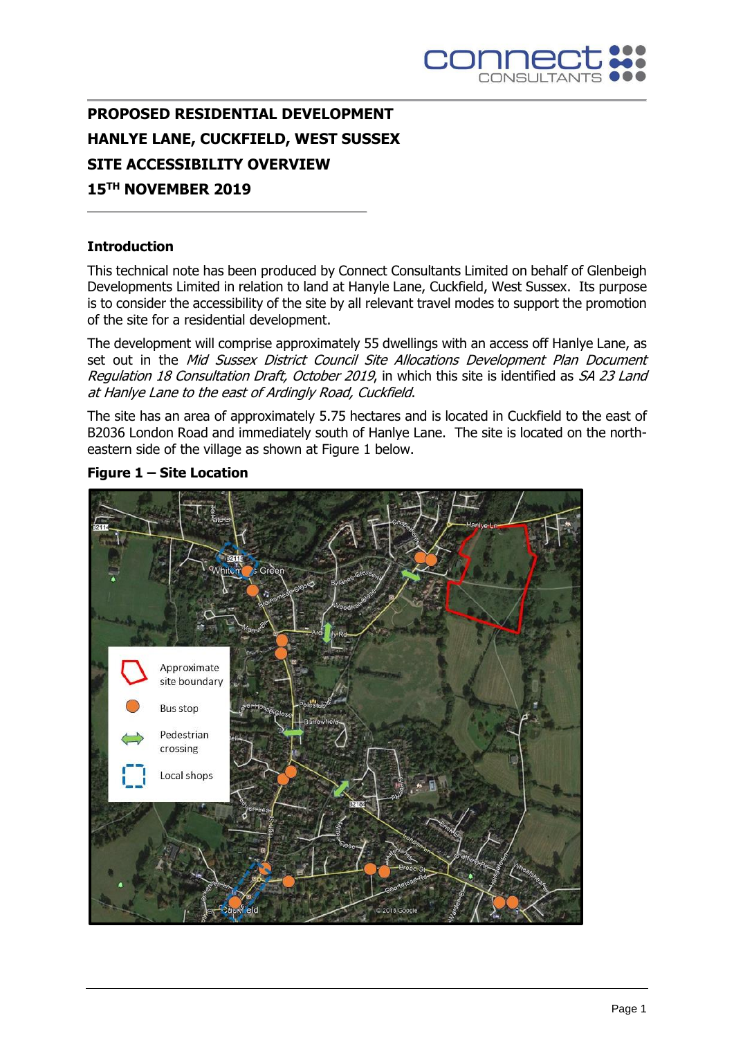# PROPOSED RESIDENTIAL DEVELOPMENT
# HANLYE LANE, CUCKFIELD, WEST SUSSEX
# SITE ACCESSIBILITY OVERVIEW
# 15TH NOVEMBER 2019

## Introduction

This technical note has been produced by Connect Consultants Limited on behalf of Glenbeigh Developments Limited in relation to land at Hanlye Lane, Cuckfield, West Sussex. Its purpose is to consider the accessibility of the site by all relevant travel modes to support the promotion of the site for a residential development.

The development will comprise approximately 55 dwellings with an access off Hanlye Lane, as set out in the *Mid Sussex District Council Site Allocations Development Plan Document Regulation 18 Consultation Draft, October 2019*, in which this site is identified as *SA 23 Land at Hanlye Lane to the east of Ardingly Road, Cuckfield*.

The site has an area of approximately 5.75 hectares and is located in Cuckfield to the east of B2036 London Road and immediately south of Hanlye Lane. The site is located on the north-eastern side of the village as shown at Figure 1 below.

**Figure 1 – Site Location**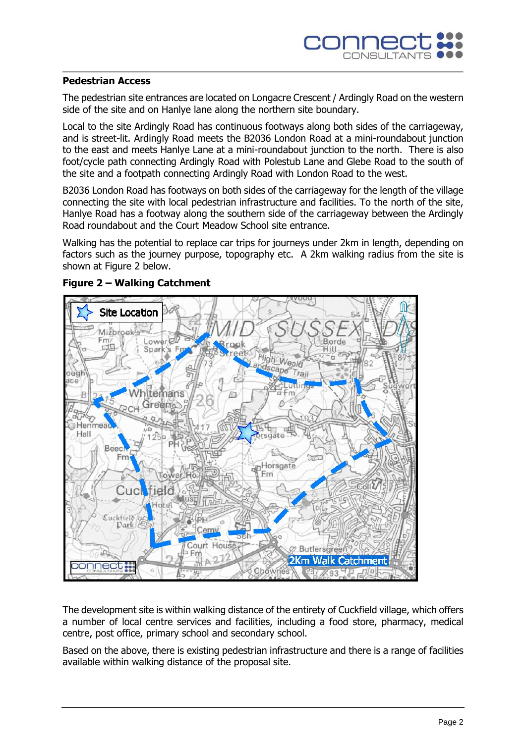## Pedestrian Access

The pedestrian site entrances are located on Longacre Crescent / Ardingly Road on the western side of the site and on Hanlye lane along the northern site boundary.

Local to the site Ardingly Road has continuous footways along both sides of the carriageway, and is street-lit. Ardingly Road meets the B2036 London Road at a mini-roundabout junction to the east and meets Hanlye Lane at a mini-roundabout junction to the north. There is also foot/cycle path connecting Ardingly Road with Polestub Lane and Glebe Road to the south of the site and a footpath connecting Ardingly Road with London Road to the west.

B2036 London Road has footways on both sides of the carriageway for the length of the village connecting the site with local pedestrian infrastructure and facilities. To the north of the site, Hanlye Road has a footway along the southern side of the carriageway between the Ardingly Road roundabout and the Court Meadow School site entrance.

Walking has the potential to replace car trips for journeys under 2km in length, depending on factors such as the journey purpose, topography etc. A 2km walking radius from the site is shown at Figure 2 below.

**Figure 2 – Walking Catchment**

The development site is within walking distance of the entirety of Cuckfield village, which offers a number of local centre services and facilities, including a food store, pharmacy, medical centre, post office, primary school and secondary school.

Based on the above, there is existing pedestrian infrastructure and there is a range of facilities available within walking distance of the proposal site.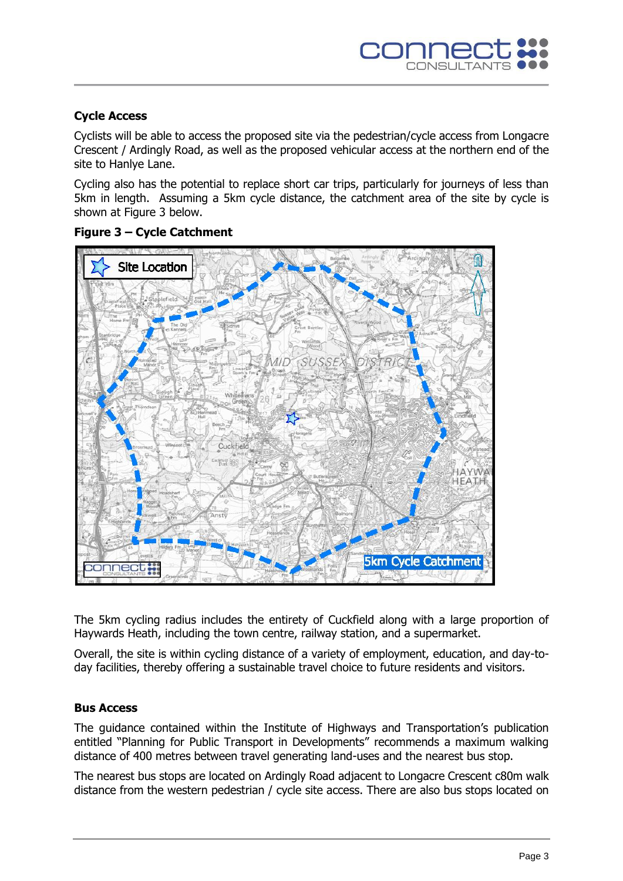## Cycle Access

Cyclists will be able to access the proposed site via the pedestrian/cycle access from Longacre Crescent / Ardingly Road, as well as the proposed vehicular access at the northern end of the site to Hanlye Lane.

Cycling also has the potential to replace short car trips, particularly for journeys of less than 5km in length. Assuming a 5km cycle distance, the catchment area of the site by cycle is shown at Figure 3 below.

**Figure 3 – Cycle Catchment**

The 5km cycling radius includes the entirety of Cuckfield along with a large proportion of Haywards Heath, including the town centre, railway station, and a supermarket.

Overall, the site is within cycling distance of a variety of employment, education, and day-to-day facilities, thereby offering a sustainable travel choice to future residents and visitors.

## Bus Access

The guidance contained within the Institute of Highways and Transportation's publication entitled "Planning for Public Transport in Developments" recommends a maximum walking distance of 400 metres between travel generating land-uses and the nearest bus stop.

The nearest bus stops are located on Ardingly Road adjacent to Longacre Crescent c80m walk distance from the western pedestrian / cycle site access. There are also bus stops located on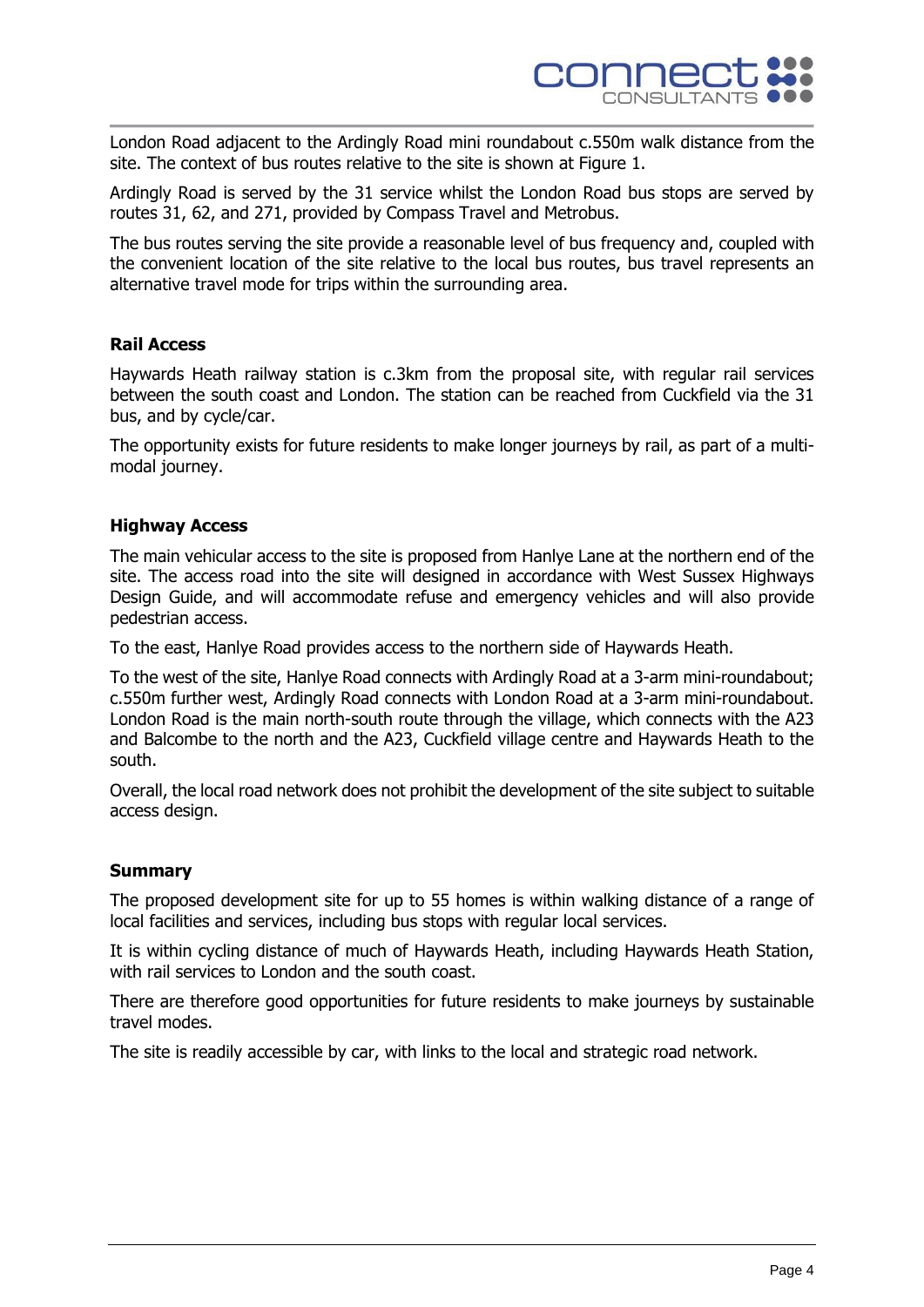London Road adjacent to the Ardingly Road mini roundabout c.550m walk distance from the site. The context of bus routes relative to the site is shown at Figure 1.

Ardingly Road is served by the 31 service whilst the London Road bus stops are served by routes 31, 62, and 271, provided by Compass Travel and Metrobus.

The bus routes serving the site provide a reasonable level of bus frequency and, coupled with the convenient location of the site relative to the local bus routes, bus travel represents an alternative travel mode for trips within the surrounding area.

**Rail Access**

Haywards Heath railway station is c.3km from the proposal site, with regular rail services between the south coast and London. The station can be reached from Cuckfield via the 31 bus, and by cycle/car.

The opportunity exists for future residents to make longer journeys by rail, as part of a multi-modal journey.

**Highway Access**

The main vehicular access to the site is proposed from Hanlye Lane at the northern end of the site. The access road into the site will designed in accordance with West Sussex Highways Design Guide, and will accommodate refuse and emergency vehicles and will also provide pedestrian access.

To the east, Hanlye Road provides access to the northern side of Haywards Heath.

To the west of the site, Hanlye Road connects with Ardingly Road at a 3-arm mini-roundabout; c.550m further west, Ardingly Road connects with London Road at a 3-arm mini-roundabout. London Road is the main north-south route through the village, which connects with the A23 and Balcombe to the north and the A23, Cuckfield village centre and Haywards Heath to the south.

Overall, the local road network does not prohibit the development of the site subject to suitable access design.

**Summary**

The proposed development site for up to 55 homes is within walking distance of a range of local facilities and services, including bus stops with regular local services.

It is within cycling distance of much of Haywards Heath, including Haywards Heath Station, with rail services to London and the south coast.

There are therefore good opportunities for future residents to make journeys by sustainable travel modes.

The site is readily accessible by car, with links to the local and strategic road network.